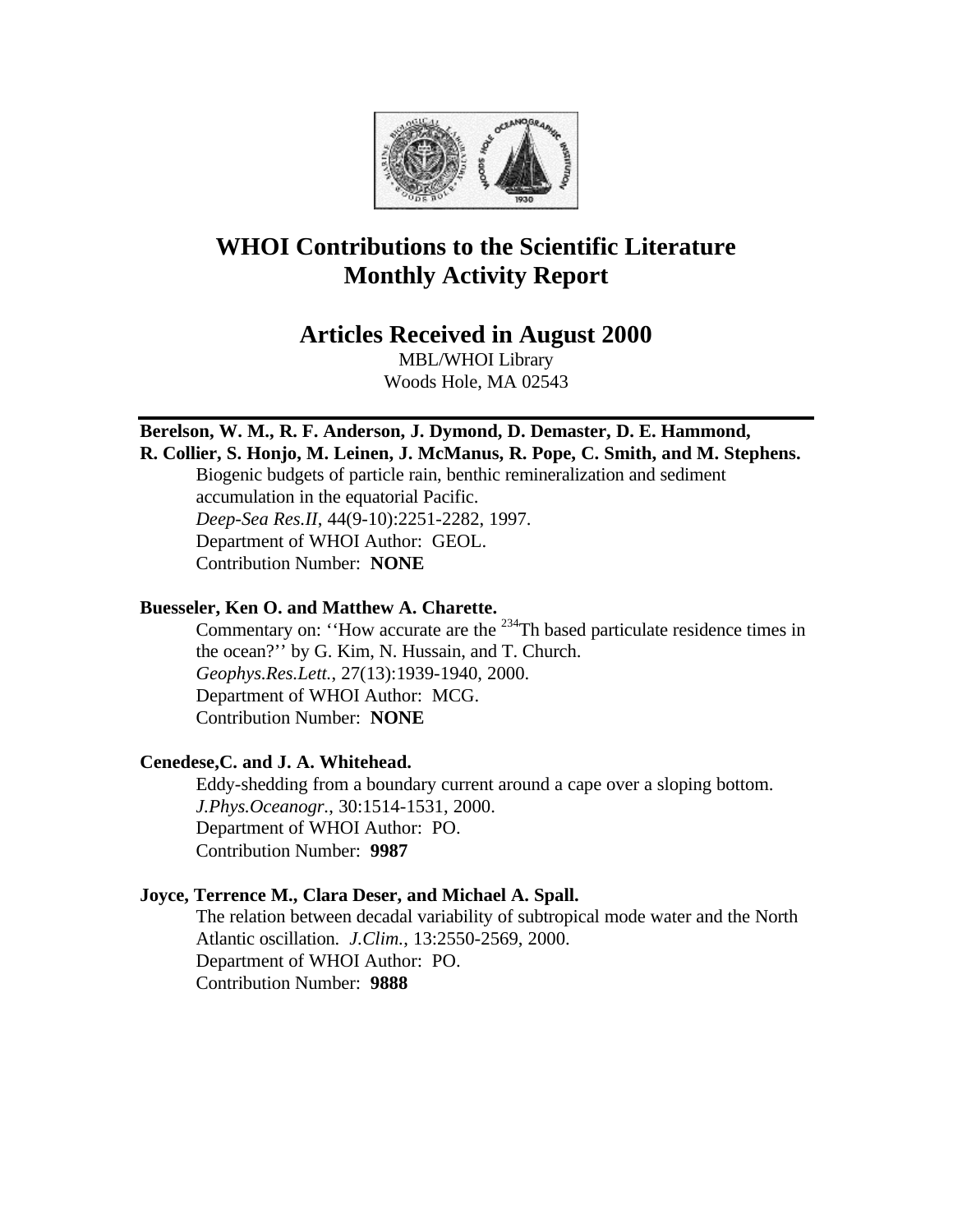# WHOI Contributions to the Scientific Literature
# Monthly Activity Report

## Articles Received in August 2000

MBL/WHOI Library
Woods Hole, MA 02543

---

**Berelson, W. M., R. F. Anderson, J. Dymond, D. Demaster, D. E. Hammond, R. Collier, S. Honjo, M. Leinen, J. McManus, R. Pope, C. Smith, and M. Stephens.**
Biogenic budgets of particle rain, benthic remineralization and sediment accumulation in the equatorial Pacific.
*Deep-Sea Res.II*, 44(9-10):2251-2282, 1997.
Department of WHOI Author: GEOL.
Contribution Number: **NONE**

**Buesseler, Ken O. and Matthew A. Charette.**
Commentary on: ''How accurate are the $^{234}$Th based particulate residence times in the ocean?'' by G. Kim, N. Hussain, and T. Church.
*Geophys.Res.Lett.*, 27(13):1939-1940, 2000.
Department of WHOI Author: MCG.
Contribution Number: **NONE**

**Cenedese,C. and J. A. Whitehead.**
Eddy-shedding from a boundary current around a cape over a sloping bottom.
*J.Phys.Oceanogr.*, 30:1514-1531, 2000.
Department of WHOI Author: PO.
Contribution Number: **9987**

**Joyce, Terrence M., Clara Deser, and Michael A. Spall.**
The relation between decadal variability of subtropical mode water and the North Atlantic oscillation. *J.Clim.*, 13:2550-2569, 2000.
Department of WHOI Author: PO.
Contribution Number: **9888**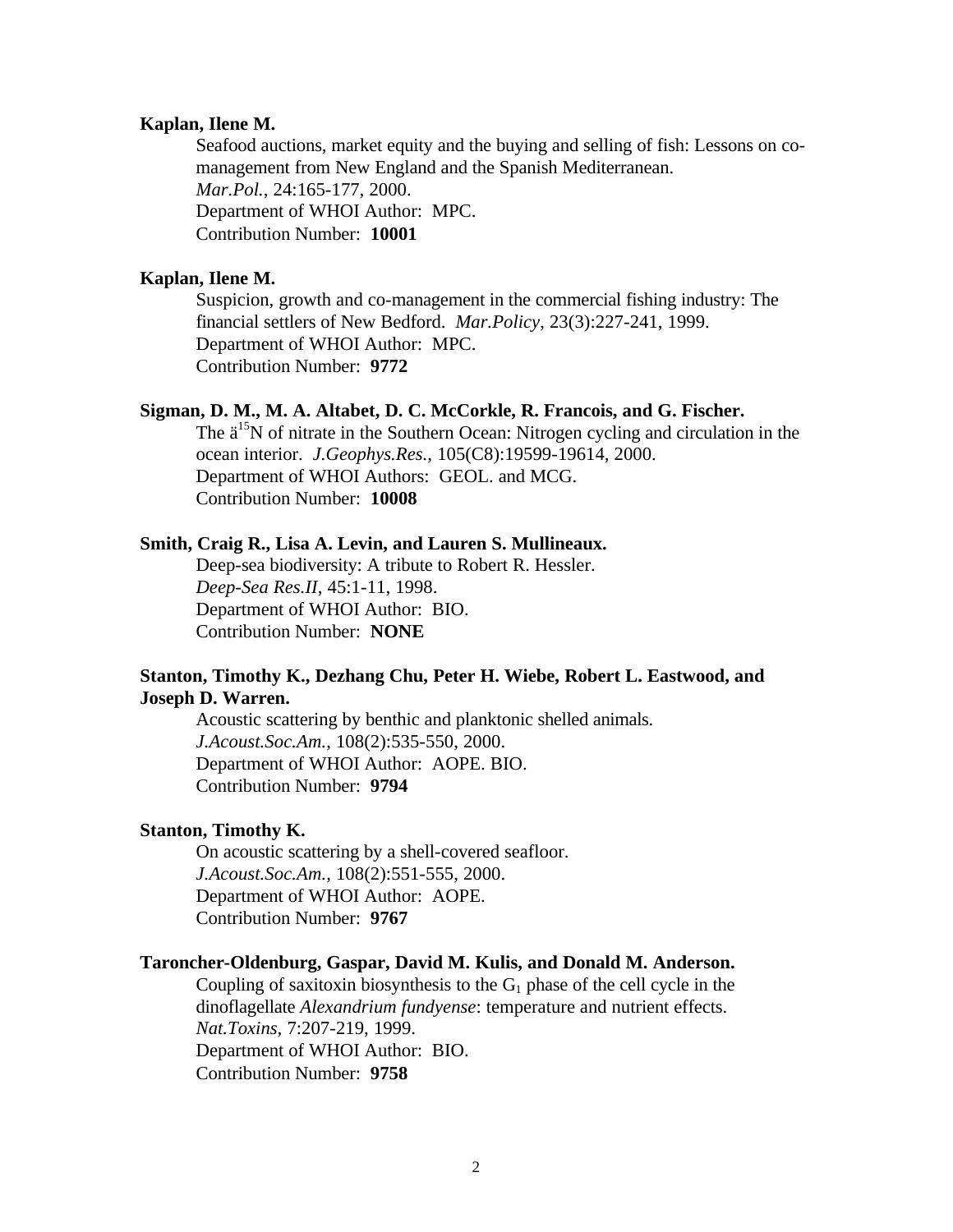**Kaplan, Ilene M.**

Seafood auctions, market equity and the buying and selling of fish: Lessons on co-management from New England and the Spanish Mediterranean.
*Mar.Pol.*, 24:165-177, 2000.
Department of WHOI Author: MPC.
Contribution Number: **10001**

**Kaplan, Ilene M.**

Suspicion, growth and co-management in the commercial fishing industry: The financial settlers of New Bedford. *Mar.Policy*, 23(3):227-241, 1999.
Department of WHOI Author: MPC.
Contribution Number: **9772**

**Sigman, D. M., M. A. Altabet, D. C. McCorkle, R. Francois, and G. Fischer.**

The ä$^{15}$N of nitrate in the Southern Ocean: Nitrogen cycling and circulation in the ocean interior. *J.Geophys.Res.*, 105(C8):19599-19614, 2000.
Department of WHOI Authors: GEOL. and MCG.
Contribution Number: **10008**

**Smith, Craig R., Lisa A. Levin, and Lauren S. Mullineaux.**

Deep-sea biodiversity: A tribute to Robert R. Hessler.
*Deep-Sea Res.II*, 45:1-11, 1998.
Department of WHOI Author: BIO.
Contribution Number: **NONE**

**Stanton, Timothy K., Dezhang Chu, Peter H. Wiebe, Robert L. Eastwood, and Joseph D. Warren.**

Acoustic scattering by benthic and planktonic shelled animals.
*J.Acoust.Soc.Am.*, 108(2):535-550, 2000.
Department of WHOI Author: AOPE. BIO.
Contribution Number: **9794**

**Stanton, Timothy K.**

On acoustic scattering by a shell-covered seafloor.
*J.Acoust.Soc.Am.*, 108(2):551-555, 2000.
Department of WHOI Author: AOPE.
Contribution Number: **9767**

**Taroncher-Oldenburg, Gaspar, David M. Kulis, and Donald M. Anderson.**

Coupling of saxitoxin biosynthesis to the $G_1$ phase of the cell cycle in the dinoflagellate *Alexandrium fundyense*: temperature and nutrient effects.
*Nat.Toxins*, 7:207-219, 1999.
Department of WHOI Author: BIO.
Contribution Number: **9758**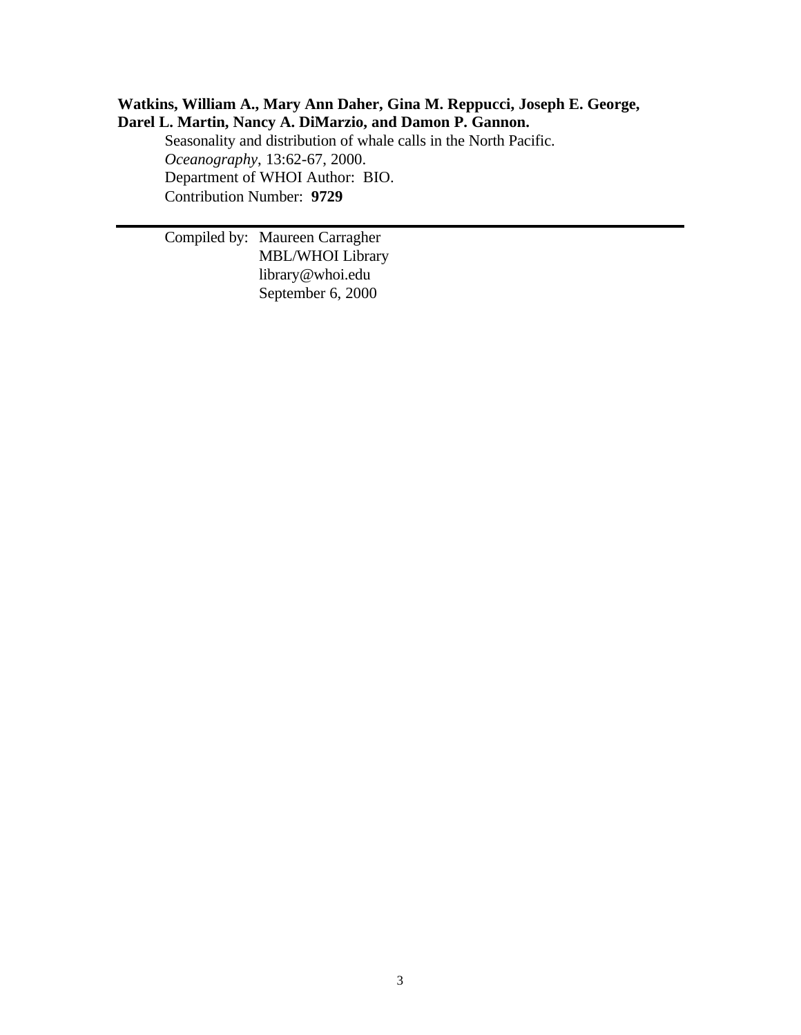**Watkins, William A., Mary Ann Daher, Gina M. Reppucci, Joseph E. George, Darel L. Martin, Nancy A. DiMarzio, and Damon P. Gannon.**

Seasonality and distribution of whale calls in the North Pacific.
*Oceanography*, 13:62-67, 2000.
Department of WHOI Author: BIO.
Contribution Number: **9729**

---

Compiled by: Maureen Carragher
MBL/WHOI Library
library@whoi.edu
September 6, 2000